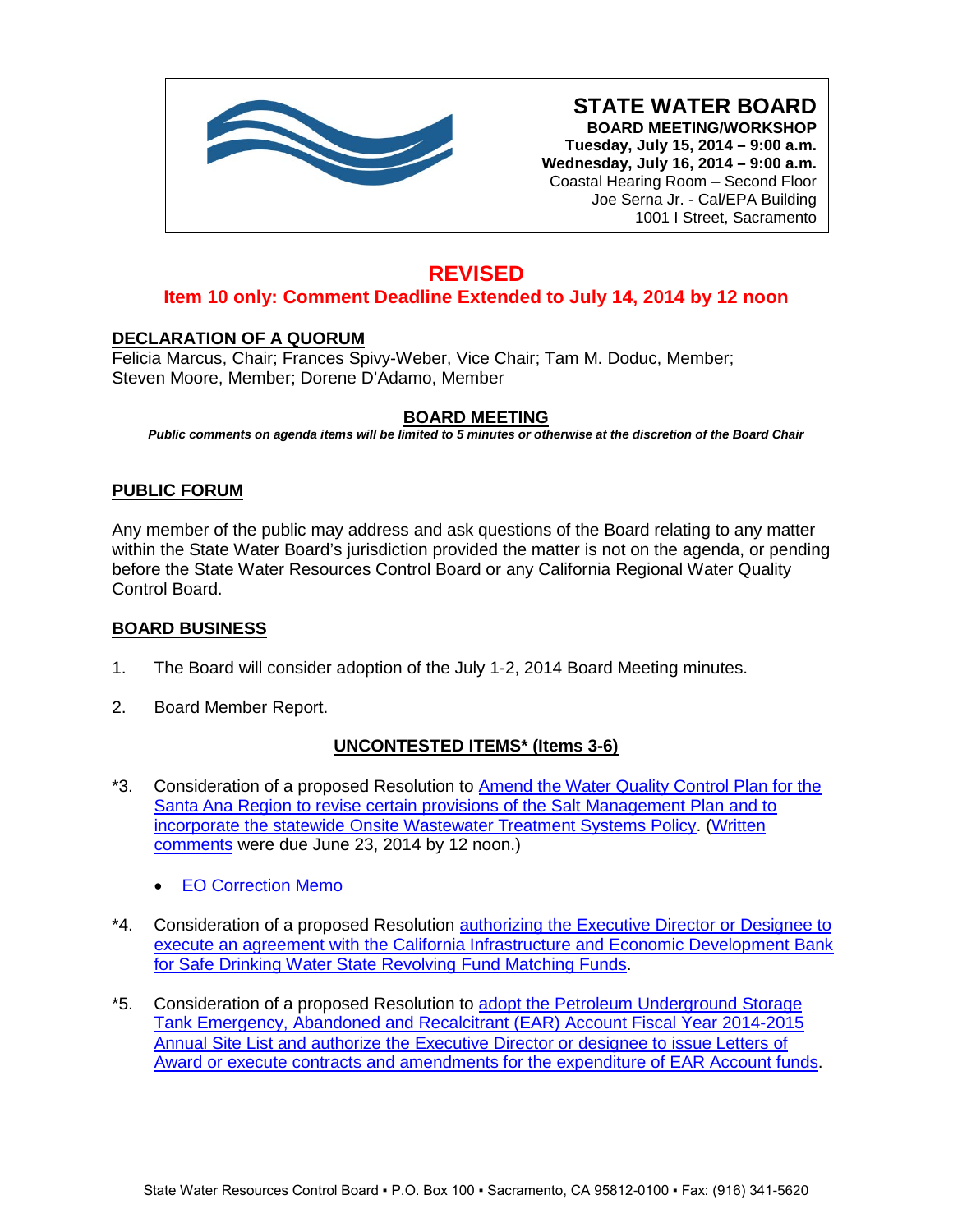# STATE WATER BOARD

**BOARD MEETING/WORKSHOP**
**Tuesday, July 15, 2014 – 9:00 a.m.**
**Wednesday, July 16, 2014 – 9:00 a.m.**
Coastal Hearing Room – Second Floor
Joe Serna Jr. - Cal/EPA Building
1001 I Street, Sacramento

## REVISED

### Item 10 only: Comment Deadline Extended to July 14, 2014 by 12 noon

**DECLARATION OF A QUORUM**

Felicia Marcus, Chair; Frances Spivy-Weber, Vice Chair; Tam M. Doduc, Member; Steven Moore, Member; Dorene D'Adamo, Member

**BOARD MEETING**

***Public comments on agenda items will be limited to 5 minutes or otherwise at the discretion of the Board Chair***

**PUBLIC FORUM**

Any member of the public may address and ask questions of the Board relating to any matter within the State Water Board's jurisdiction provided the matter is not on the agenda, or pending before the State Water Resources Control Board or any California Regional Water Quality Control Board.

**BOARD BUSINESS**

1. The Board will consider adoption of the July 1-2, 2014 Board Meeting minutes.

2. Board Member Report.

**UNCONTESTED ITEMS* (Items 3-6)**

*3. Consideration of a proposed Resolution to Amend the Water Quality Control Plan for the Santa Ana Region to revise certain provisions of the Salt Management Plan and to incorporate the statewide Onsite Wastewater Treatment Systems Policy. (Written comments were due June 23, 2014 by 12 noon.)

   - EO Correction Memo

*4. Consideration of a proposed Resolution authorizing the Executive Director or Designee to execute an agreement with the California Infrastructure and Economic Development Bank for Safe Drinking Water State Revolving Fund Matching Funds.

*5. Consideration of a proposed Resolution to adopt the Petroleum Underground Storage Tank Emergency, Abandoned and Recalcitrant (EAR) Account Fiscal Year 2014-2015 Annual Site List and authorize the Executive Director or designee to issue Letters of Award or execute contracts and amendments for the expenditure of EAR Account funds.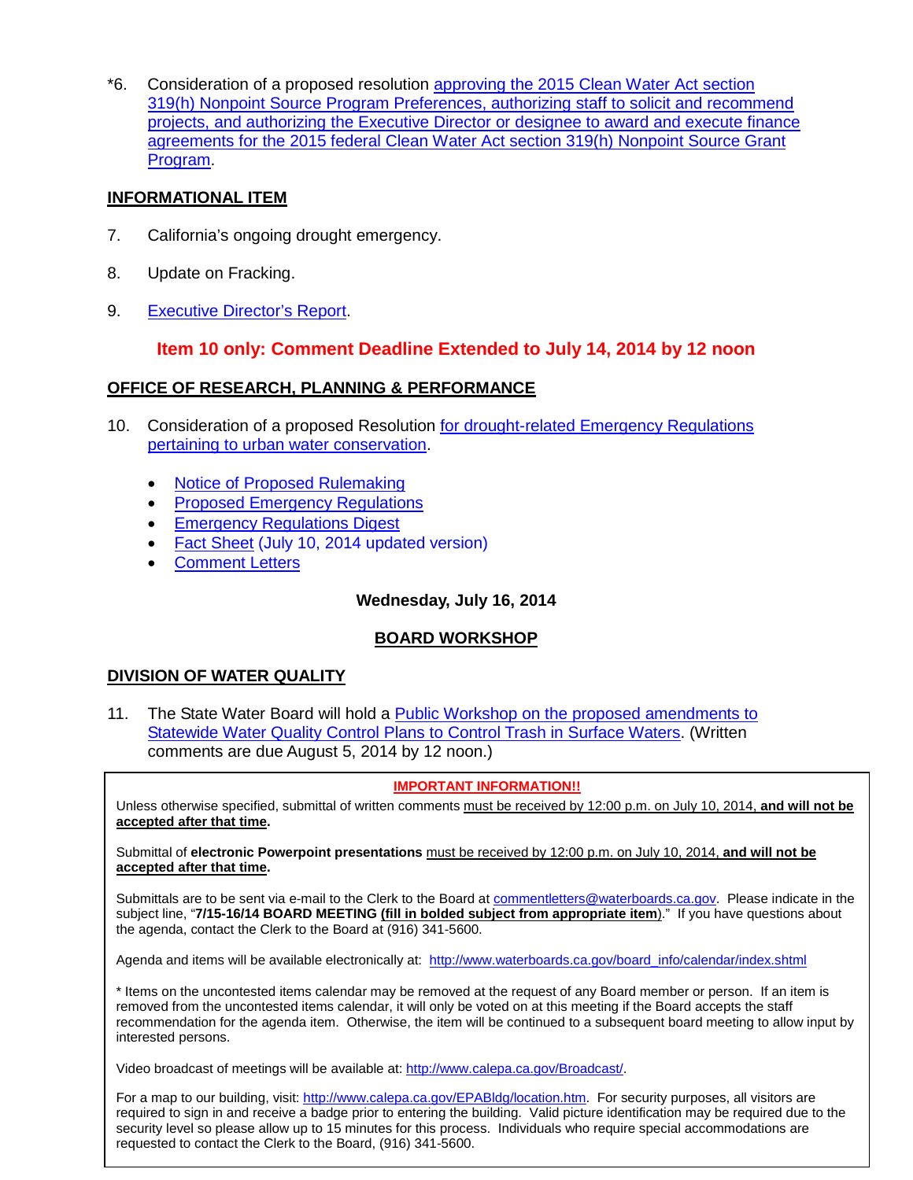*6. Consideration of a proposed resolution approving the 2015 Clean Water Act section 319(h) Nonpoint Source Program Preferences, authorizing staff to solicit and recommend projects, and authorizing the Executive Director or designee to award and execute finance agreements for the 2015 federal Clean Water Act section 319(h) Nonpoint Source Grant Program.

## INFORMATIONAL ITEM

7. California's ongoing drought emergency.

8. Update on Fracking.

9. Executive Director's Report.

**Item 10 only: Comment Deadline Extended to July 14, 2014 by 12 noon**

## OFFICE OF RESEARCH, PLANNING & PERFORMANCE

10. Consideration of a proposed Resolution for drought-related Emergency Regulations pertaining to urban water conservation.

    - Notice of Proposed Rulemaking
    - Proposed Emergency Regulations
    - Emergency Regulations Digest
    - Fact Sheet (July 10, 2014 updated version)
    - Comment Letters

**Wednesday, July 16, 2014**

## BOARD WORKSHOP

## DIVISION OF WATER QUALITY

11. The State Water Board will hold a Public Workshop on the proposed amendments to Statewide Water Quality Control Plans to Control Trash in Surface Waters. (Written comments are due August 5, 2014 by 12 noon.)

---

**IMPORTANT INFORMATION!!**

Unless otherwise specified, submittal of written comments must be received by 12:00 p.m. on July 10, 2014, **and will not be accepted after that time**.

Submittal of **electronic Powerpoint presentations** must be received by 12:00 p.m. on July 10, 2014, **and will not be accepted after that time**.

Submittals are to be sent via e-mail to the Clerk to the Board at commentletters@waterboards.ca.gov. Please indicate in the subject line, "**7/15-16/14 BOARD MEETING (fill in bolded subject from appropriate item)**." If you have questions about the agenda, contact the Clerk to the Board at (916) 341-5600.

Agenda and items will be available electronically at: http://www.waterboards.ca.gov/board_info/calendar/index.shtml

* Items on the uncontested items calendar may be removed at the request of any Board member or person. If an item is removed from the uncontested items calendar, it will only be voted on at this meeting if the Board accepts the staff recommendation for the agenda item. Otherwise, the item will be continued to a subsequent board meeting to allow input by interested persons.

Video broadcast of meetings will be available at: http://www.calepa.ca.gov/Broadcast/.

For a map to our building, visit: http://www.calepa.ca.gov/EPABldg/location.htm. For security purposes, all visitors are required to sign in and receive a badge prior to entering the building. Valid picture identification may be required due to the security level so please allow up to 15 minutes for this process. Individuals who require special accommodations are requested to contact the Clerk to the Board, (916) 341-5600.